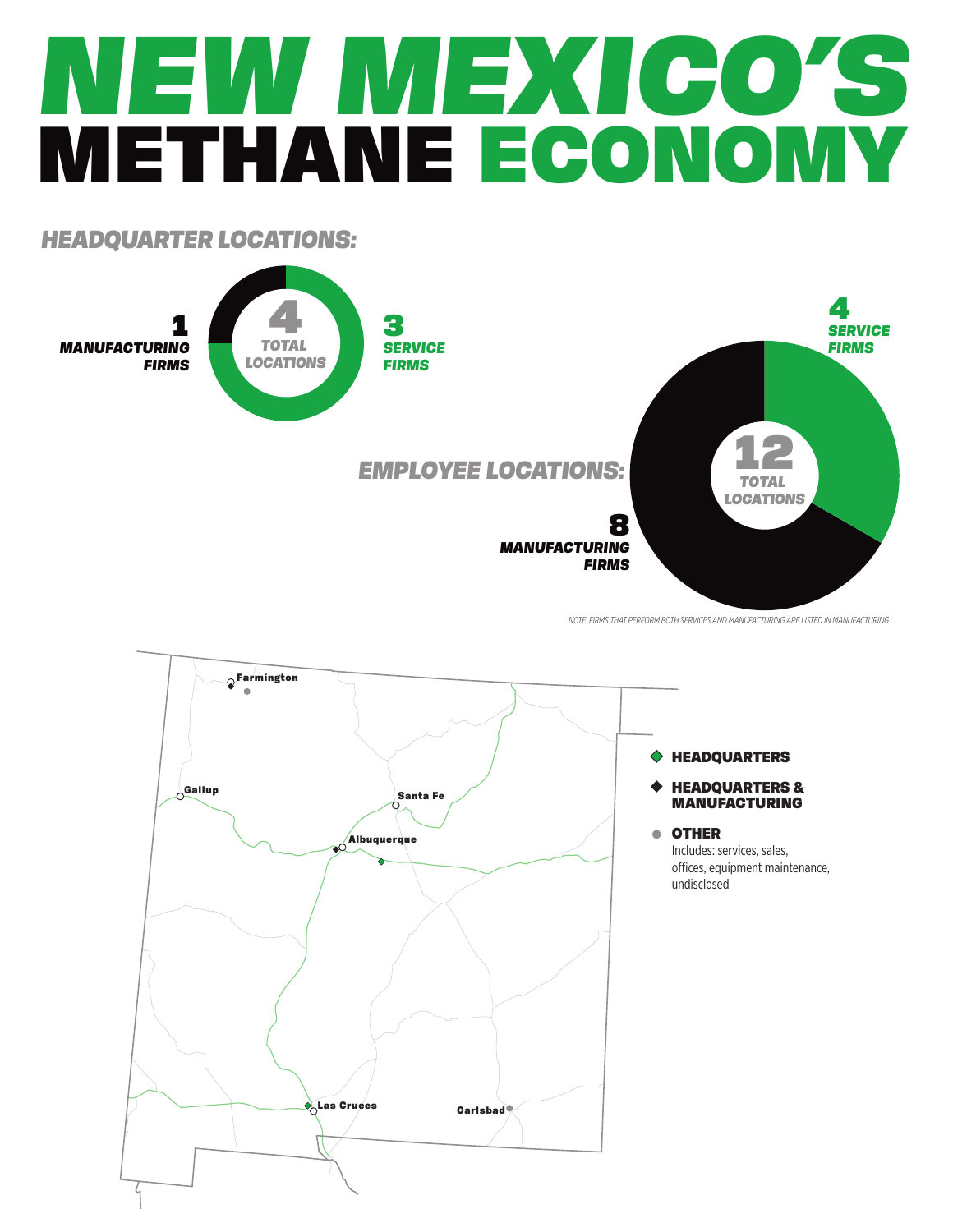# NEW MEXICO'S METHANE ECONOMY

## HEADQUARTER LOCATIONS:

**4** TOTAL LOCATIONS

**1** MANUFACTURING FIRMS

**3** SERVICE FIRMS

## EMPLOYEE LOCATIONS:

**12** TOTAL LOCATIONS

**4** SERVICE FIRMS

**8** MANUFACTURING FIRMS

NOTE: FIRMS THAT PERFORM BOTH SERVICES AND MANUFACTURING ARE LISTED IN MANUFACTURING.

Farmington

Gallup

Santa Fe

Albuquerque

Las Cruces

Carlsbad

- **HEADQUARTERS**
- **HEADQUARTERS & MANUFACTURING**
- **OTHER**
  Includes: services, sales, offices, equipment maintenance, undisclosed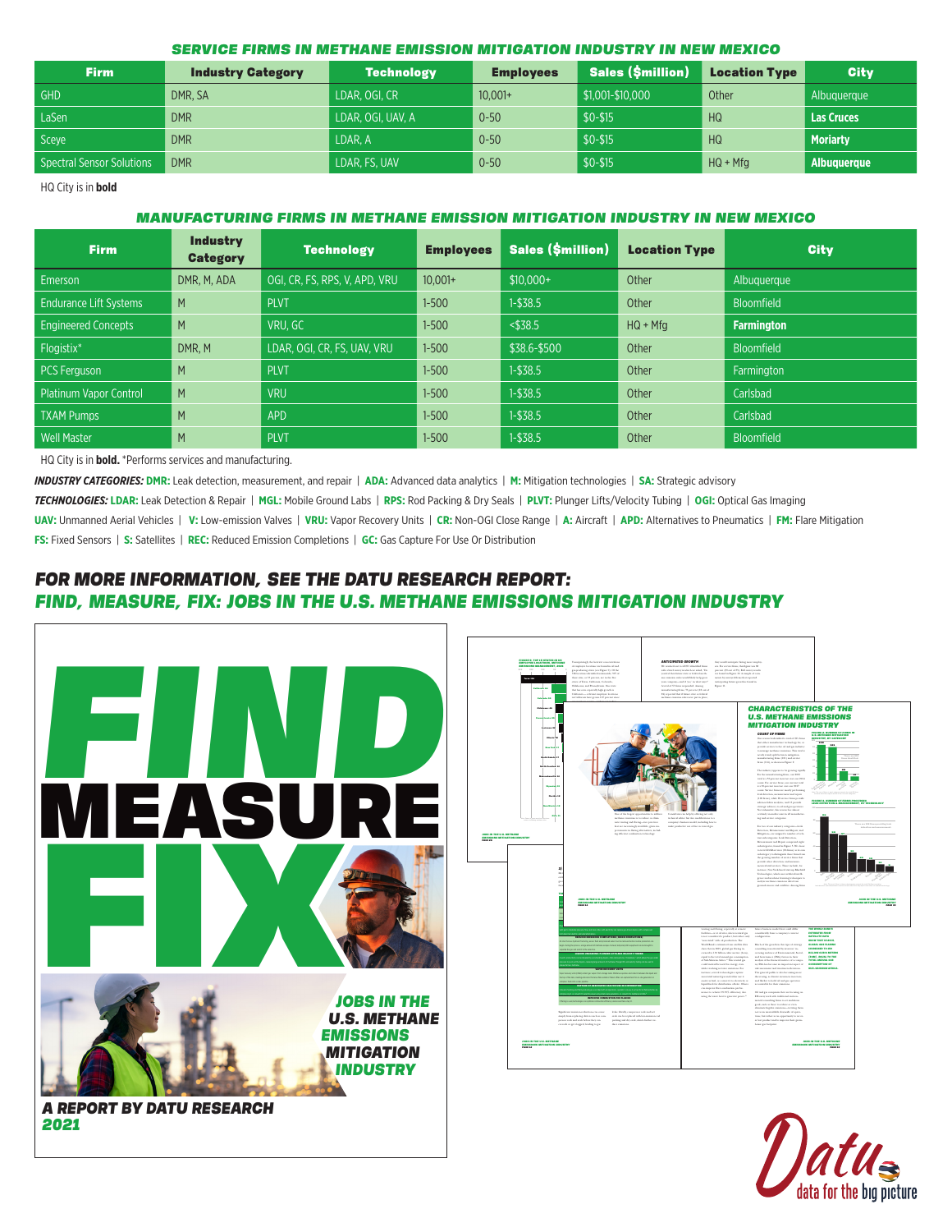## SERVICE FIRMS IN METHANE EMISSION MITIGATION INDUSTRY IN NEW MEXICO

| Firm | Industry Category | Technology | Employees | Sales ($million) | Location Type | City |
|---|---|---|---|---|---|---|
| GHD | DMR, SA | LDAR, OGI, CR | 10,001+ | $1,001-$10,000 | Other | Albuquerque |
| LaSen | DMR | LDAR, OGI, UAV, A | 0-50 | $0-$15 | HQ | **Las Cruces** |
| Sceye | DMR | LDAR, A | 0-50 | $0-$15 | HQ | **Moriarty** |
| Spectral Sensor Solutions | DMR | LDAR, FS, UAV | 0-50 | $0-$15 | HQ + Mfg | **Albuquerque** |

HQ City is in **bold**

## MANUFACTURING FIRMS IN METHANE EMISSION MITIGATION INDUSTRY IN NEW MEXICO

| Firm | Industry Category | Technology | Employees | Sales ($million) | Location Type | City |
|---|---|---|---|---|---|---|
| Emerson | DMR, M, ADA | OGI, CR, FS, RPS, V, APD, VRU | 10,001+ | $10,000+ | Other | Albuquerque |
| Endurance Lift Systems | M | PLVT | 1-500 | 1-$38.5 | Other | Bloomfield |
| Engineered Concepts | M | VRU, GC | 1-500 | <$38.5 | HQ + Mfg | **Farmington** |
| Flogistix* | DMR, M | LDAR, OGI, CR, FS, UAV, VRU | 1-500 | $38.6-$500 | Other | Bloomfield |
| PCS Ferguson | M | PLVT | 1-500 | 1-$38.5 | Other | Farmington |
| Platinum Vapor Control | M | VRU | 1-500 | 1-$38.5 | Other | Carlsbad |
| TXAM Pumps | M | APD | 1-500 | 1-$38.5 | Other | Carlsbad |
| Well Master | M | PLVT | 1-500 | 1-$38.5 | Other | Bloomfield |

HQ City is in **bold.** *Performs services and manufacturing.

***INDUSTRY CATEGORIES:*** **DMR:** Leak detection, measurement, and repair | **ADA:** Advanced data analytics | **M:** Mitigation technologies | **SA:** Strategic advisory

***TECHNOLOGIES:*** **LDAR:** Leak Detection & Repair | **MGL:** Mobile Ground Labs | **RPS:** Rod Packing & Dry Seals | **PLVT:** Plunger Lifts/Velocity Tubing | **OGI:** Optical Gas Imaging | **UAV:** Unmanned Aerial Vehicles | **V:** Low-emission Valves | **VRU:** Vapor Recovery Units | **CR:** Non-OGI Close Range | **A:** Aircraft | **APD:** Alternatives to Pneumatics | **FM:** Flare Mitigation | **FS:** Fixed Sensors | **S:** Satellites | **REC:** Reduced Emission Completions | **GC:** Gas Capture For Use Or Distribution

## FOR MORE INFORMATION, SEE THE DATU RESEARCH REPORT:
## FIND, MEASURE, FIX: JOBS IN THE U.S. METHANE EMISSIONS MITIGATION INDUSTRY

FIND MEASURE FIX

JOBS IN THE U.S. METHANE EMISSIONS MITIGATION INDUSTRY

A REPORT BY DATU RESEARCH 2021

Datu data for the big picture